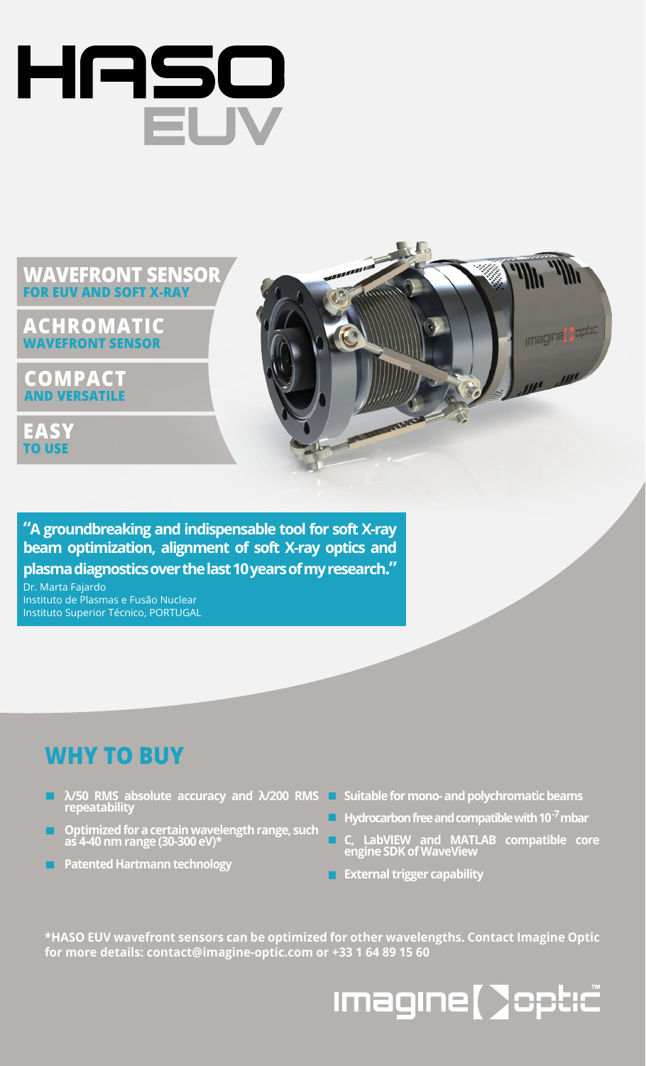# HASO EUV

**WAVEFRONT SENSOR**
**FOR EUV AND SOFT X-RAY**

**ACHROMATIC**
**WAVEFRONT SENSOR**

**COMPACT**
**AND VERSATILE**

**EASY**
**TO USE**

**"A groundbreaking and indispensable tool for soft X-ray beam optimization, alignment of soft X-ray optics and plasma diagnostics over the last 10 years of my research."**

Dr. Marta Fajardo
Instituto de Plasmas e Fusão Nuclear
Instituto Superior Técnico, PORTUGAL

## WHY TO BUY

- **$\lambda$/50 RMS absolute accuracy and $\lambda$/200 RMS repeatability**
- **Optimized for a certain wavelength range, such as 4-40 nm range (30-300 eV)***
- **Patented Hartmann technology**
- **Suitable for mono- and polychromatic beams**
- **Hydrocarbon free and compatible with $10^{-7}$ mbar**
- **C, LabVIEW and MATLAB compatible core engine SDK of WaveView**
- **External trigger capability**

**\*HASO EUV wavefront sensors can be optimized for other wavelengths. Contact Imagine Optic for more details: contact@imagine-optic.com or +33 1 64 89 15 60**

imagine optic™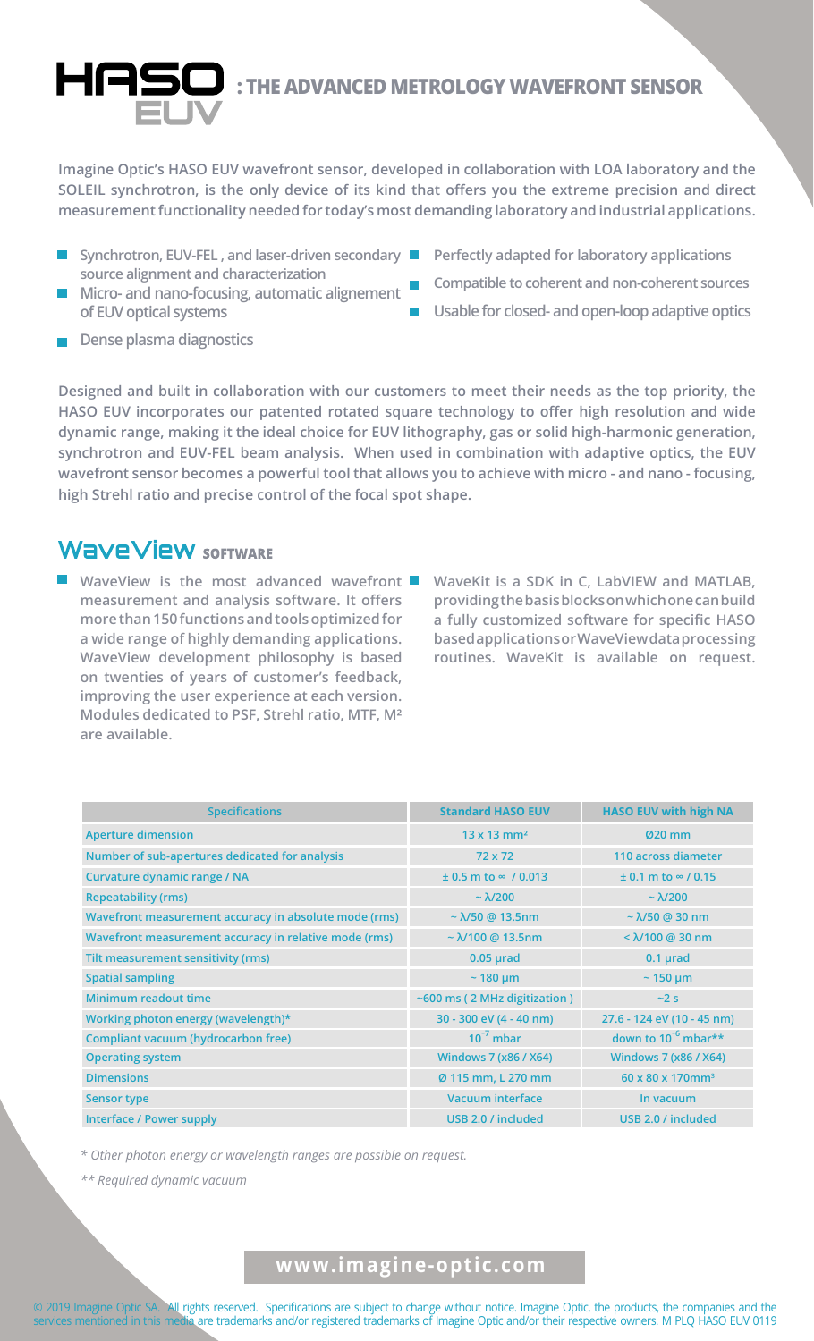# HASO EUV : THE ADVANCED METROLOGY WAVEFRONT SENSOR

Imagine Optic's HASO EUV wavefront sensor, developed in collaboration with LOA laboratory and the SOLEIL synchrotron, is the only device of its kind that offers you the extreme precision and direct measurement functionality needed for today's most demanding laboratory and industrial applications.

- Synchrotron, EUV-FEL , and laser-driven secondary source alignment and characterization
- Micro- and nano-focusing, automatic alignement of EUV optical systems
- Dense plasma diagnostics
- Perfectly adapted for laboratory applications
- Compatible to coherent and non-coherent sources
- Usable for closed- and open-loop adaptive optics

Designed and built in collaboration with our customers to meet their needs as the top priority, the HASO EUV incorporates our patented rotated square technology to offer high resolution and wide dynamic range, making it the ideal choice for EUV lithography, gas or solid high-harmonic generation, synchrotron and EUV-FEL beam analysis. When used in combination with adaptive optics, the EUV wavefront sensor becomes a powerful tool that allows you to achieve with micro - and nano - focusing, high Strehl ratio and precise control of the focal spot shape.

## WaveView SOFTWARE

- WaveView is the most advanced wavefront measurement and analysis software. It offers more than 150 functions and tools optimized for a wide range of highly demanding applications. WaveView development philosophy is based on twenties of years of customer's feedback, improving the user experience at each version. Modules dedicated to PSF, Strehl ratio, MTF, M² are available.
- WaveKit is a SDK in C, LabVIEW and MATLAB, providing the basis blocks on which one can build a fully customized software for specific HASO based applications or WaveView data processing routines. WaveKit is available on request.

| Specifications | Standard HASO EUV | HASO EUV with high NA |
|---|---|---|
| Aperture dimension | 13 x 13 mm² | Ø20 mm |
| Number of sub-apertures dedicated for analysis | 72 x 72 | 110 across diameter |
| Curvature dynamic range / NA | ± 0.5 m to ∞ / 0.013 | ± 0.1 m to ∞ / 0.15 |
| Repeatability (rms) | ~ λ/200 | ~ λ/200 |
| Wavefront measurement accuracy in absolute mode (rms) | ~ λ/50 @ 13.5nm | ~ λ/50 @ 30 nm |
| Wavefront measurement accuracy in relative mode (rms) | ~ λ/100 @ 13.5nm | < λ/100 @ 30 nm |
| Tilt measurement sensitivity (rms) | 0.05 µrad | 0.1 µrad |
| Spatial sampling | ~ 180 µm | ~ 150 µm |
| Minimum readout time | ~600 ms ( 2 MHz digitization ) | ~2 s |
| Working photon energy (wavelength)* | 30 - 300 eV (4 - 40 nm) | 27.6 - 124 eV (10 - 45 nm) |
| Compliant vacuum (hydrocarbon free) | $10^{-7}$ mbar | down to $10^{-6}$ mbar** |
| Operating system | Windows 7 (x86 / X64) | Windows 7 (x86 / X64) |
| Dimensions | Ø 115 mm, L 270 mm | 60 x 80 x 170mm³ |
| Sensor type | Vacuum interface | In vacuum |
| Interface / Power supply | USB 2.0 / included | USB 2.0 / included |

*\* Other photon energy or wavelength ranges are possible on request.*

*\*\* Required dynamic vacuum*

www.imagine-optic.com

© 2019 Imagine Optic SA. All rights reserved. Specifications are subject to change without notice. Imagine Optic, the products, the companies and the services mentioned in this media are trademarks and/or registered trademarks of Imagine Optic and/or their respective owners. M PLQ HASO EUV 0119